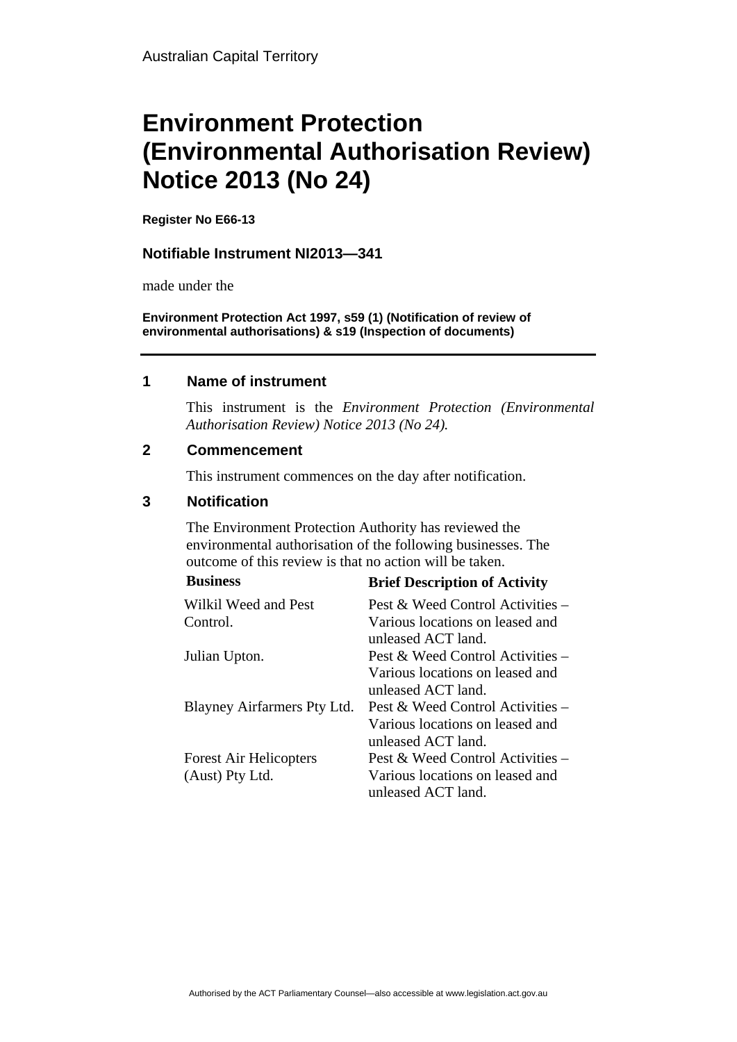Australian Capital Territory

# Environment Protection (Environmental Authorisation Review) Notice 2013 (No 24)

**Register No E66-13**

**Notifiable Instrument NI2013—341**

made under the

**Environment Protection Act 1997, s59 (1) (Notification of review of environmental authorisations) & s19 (Inspection of documents)**

---

## 1 Name of instrument

This instrument is the *Environment Protection (Environmental Authorisation Review) Notice 2013 (No 24).*

## 2 Commencement

This instrument commences on the day after notification.

## 3 Notification

The Environment Protection Authority has reviewed the environmental authorisation of the following businesses. The outcome of this review is that no action will be taken.

| Business | Brief Description of Activity |
|---|---|
| Wilkil Weed and Pest Control. | Pest & Weed Control Activities – Various locations on leased and unleased ACT land. |
| Julian Upton. | Pest & Weed Control Activities – Various locations on leased and unleased ACT land. |
| Blayney Airfarmers Pty Ltd. | Pest & Weed Control Activities – Various locations on leased and unleased ACT land. |
| Forest Air Helicopters (Aust) Pty Ltd. | Pest & Weed Control Activities – Various locations on leased and unleased ACT land. |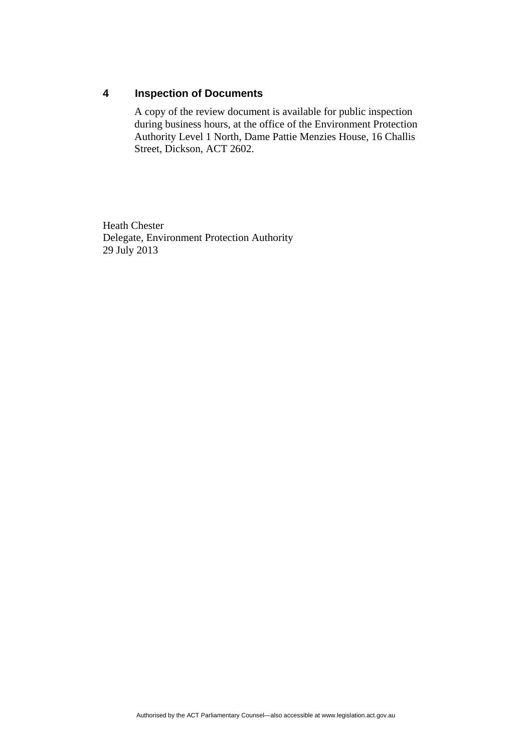## 4 Inspection of Documents

A copy of the review document is available for public inspection during business hours, at the office of the Environment Protection Authority Level 1 North, Dame Pattie Menzies House, 16 Challis Street, Dickson, ACT 2602.

Heath Chester
Delegate, Environment Protection Authority
29 July 2013